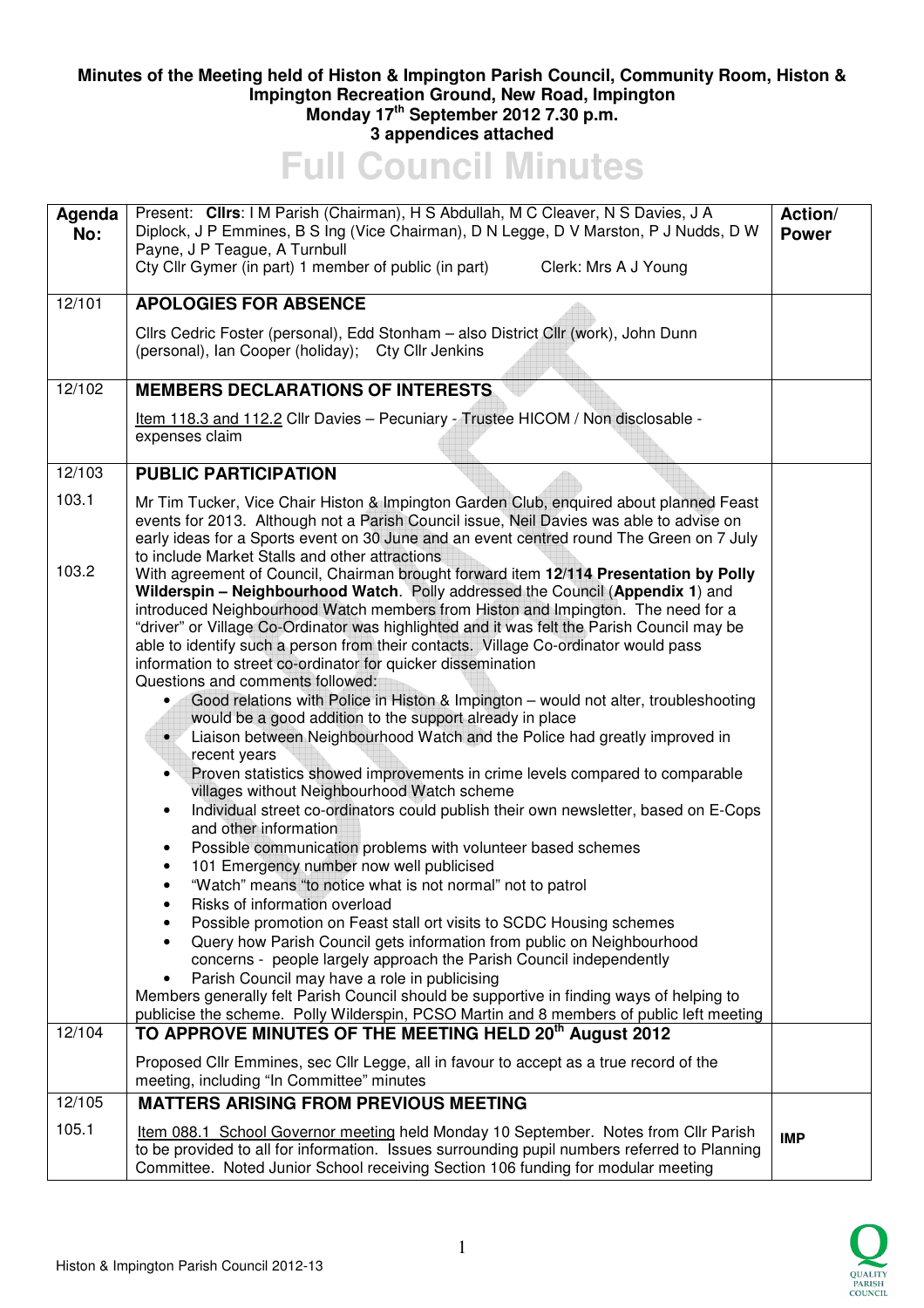**Minutes of the Meeting held of Histon & Impington Parish Council, Community Room, Histon & Impington Recreation Ground, New Road, Impington**
**Monday 17th September 2012 7.30 p.m.**
**3 appendices attached**

# Full Council Minutes

| Agenda No: | Present: **Cllrs**: I M Parish (Chairman), H S Abdullah, M C Cleaver, N S Davies, J A Diplock, J P Emmines, B S Ing (Vice Chairman), D N Legge, D V Marston, P J Nudds, D W Payne, J P Teague, A Turnbull<br>Cty Cllr Gymer (in part) 1 member of public (in part) Clerk: Mrs A J Young | Action/ Power |
|---|---|---|
| 12/101 | **APOLOGIES FOR ABSENCE**<br>Cllrs Cedric Foster (personal), Edd Stonham – also District Cllr (work), John Dunn (personal), Ian Cooper (holiday); Cty Cllr Jenkins | |
| 12/102 | **MEMBERS DECLARATIONS OF INTERESTS**<br>Item 118.3 and 112.2 Cllr Davies – Pecuniary - Trustee HICOM / Non disclosable - expenses claim | |
| 12/103 | **PUBLIC PARTICIPATION** | |
| 103.1 | Mr Tim Tucker, Vice Chair Histon & Impington Garden Club, enquired about planned Feast events for 2013. Although not a Parish Council issue, Neil Davies was able to advise on early ideas for a Sports event on 30 June and an event centred round The Green on 7 July to include Market Stalls and other attractions | |
| 103.2 | With agreement of Council, Chairman brought forward item **12/114 Presentation by Polly Wilderspin – Neighbourhood Watch**. Polly addressed the Council (**Appendix 1**) and introduced Neighbourhood Watch members from Histon and Impington. The need for a "driver" or Village Co-Ordinator was highlighted and it was felt the Parish Council may be able to identify such a person from their contacts. Village Co-ordinator would pass information to street co-ordinator for quicker dissemination<br>Questions and comments followed:<br>• Good relations with Police in Histon & Impington – would not alter, troubleshooting would be a good addition to the support already in place<br>• Liaison between Neighbourhood Watch and the Police had greatly improved in recent years<br>• Proven statistics showed improvements in crime levels compared to comparable villages without Neighbourhood Watch scheme<br>• Individual street co-ordinators could publish their own newsletter, based on E-Cops and other information<br>• Possible communication problems with volunteer based schemes<br>• 101 Emergency number now well publicised<br>• "Watch" means "to notice what is not normal" not to patrol<br>• Risks of information overload<br>• Possible promotion on Feast stall ort visits to SCDC Housing schemes<br>• Query how Parish Council gets information from public on Neighbourhood concerns - people largely approach the Parish Council independently<br>• Parish Council may have a role in publicising<br>Members generally felt Parish Council should be supportive in finding ways of helping to publicise the scheme. Polly Wilderspin, PCSO Martin and 8 members of public left meeting | |
| 12/104 | **TO APPROVE MINUTES OF THE MEETING HELD 20th August 2012**<br>Proposed Cllr Emmines, sec Cllr Legge, all in favour to accept as a true record of the meeting, including "In Committee" minutes | |
| 12/105 | **MATTERS ARISING FROM PREVIOUS MEETING** | |
| 105.1 | Item 088.1 School Governor meeting held Monday 10 September. Notes from Cllr Parish to be provided to all for information. Issues surrounding pupil numbers referred to Planning Committee. Noted Junior School receiving Section 106 funding for modular meeting | **IMP** |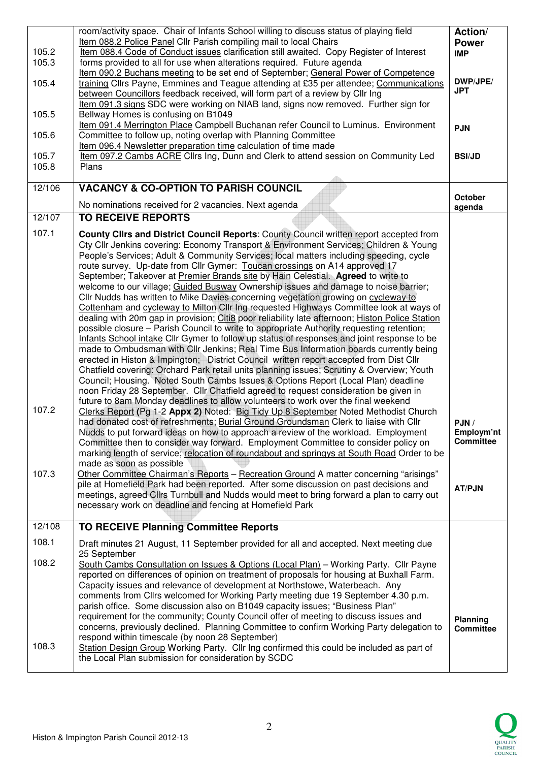| | | |
|---|---|---|
| 105.2<br>105.3<br>105.4<br>105.5<br>105.6<br>105.7<br>105.8 | room/activity space. Chair of Infants School willing to discuss status of playing field<br>Item 088.2 Police Panel Cllr Parish compiling mail to local Chairs<br>Item 088.4 Code of Conduct issues clarification still awaited. Copy Register of Interest forms provided to all for use when alterations required. Future agenda<br>Item 090.2 Buchans meeting to be set end of September; General Power of Competence training Cllrs Payne, Emmines and Teague attending at £35 per attendee; Communications between Councillors feedback received, will form part of a review by Cllr Ing<br>Item 091.3 signs SDC were working on NIAB land, signs now removed. Further sign for Bellway Homes is confusing on B1049<br>Item 091.4 Merrington Place Campbell Buchanan refer Council to Luminus. Environment Committee to follow up, noting overlap with Planning Committee<br>Item 096.4 Newsletter preparation time calculation of time made<br>Item 097.2 Cambs ACRE Cllrs Ing, Dunn and Clerk to attend session on Community Led Plans | **Action/ Power**<br>**IMP**<br><br>**DWP/JPE/ JPT**<br><br>**PJN**<br><br>**BSI/JD** |
| 12/106 | **VACANCY & CO-OPTION TO PARISH COUNCIL**<br><br>No nominations received for 2 vacancies. Next agenda | **October agenda** |
| 12/107<br><br>107.1<br><br><br><br><br><br><br><br><br><br><br><br><br><br><br><br>107.2<br><br><br><br><br><br>107.3 | **TO RECEIVE REPORTS**<br><br>**County Cllrs and District Council Reports**: County Council written report accepted from Cty Cllr Jenkins covering: Economy Transport & Environment Services; Children & Young People's Services; Adult & Community Services; local matters including speeding, cycle route survey. Up-date from Cllr Gymer: Toucan crossings on A14 approved 17 September; Takeover at Premier Brands site by Hain Celestial. **Agreed** to write to welcome to our village; Guided Busway Ownership issues and damage to noise barrier; Cllr Nudds has written to Mike Davies concerning vegetation growing on cycleway to Cottenham and cycleway to Milton Cllr Ing requested Highways Committee look at ways of dealing with 20m gap in provision; Citi8 poor reliability late afternoon; Histon Police Station possible closure – Parish Council to write to appropriate Authority requesting retention; Infants School intake Cllr Gymer to follow up status of responses and joint response to be made to Ombudsman with Cllr Jenkins; Real Time Bus Information boards currently being erected in Histon & Impington; District Council written report accepted from Dist Cllr Chatfield covering: Orchard Park retail units planning issues; Scrutiny & Overview; Youth Council; Housing. Noted South Cambs Issues & Options Report (Local Plan) deadline noon Friday 28 September. Cllr Chatfield agreed to request consideration be given in future to 8am Monday deadlines to allow volunteers to work over the final weekend<br>Clerks Report **(**Pg 1-2 **Appx 2)** Noted: Big Tidy Up 8 September Noted Methodist Church had donated cost of refreshments; Burial Ground Groundsman Clerk to liaise with Cllr Nudds to put forward ideas on how to approach a review of the workload. Employment Committee then to consider way forward. Employment Committee to consider policy on marking length of service; relocation of roundabout and springys at South Road Order to be made as soon as possible<br>Other Committee Chairman's Reports – Recreation Ground A matter concerning "arisings" pile at Homefield Park had been reported. After some discussion on past decisions and meetings, agreed Cllrs Turnbull and Nudds would meet to bring forward a plan to carry out necessary work on deadline and fencing at Homefield Park | <br><br><br><br><br><br><br><br><br><br><br><br><br><br><br><br><br><br>**PJN / Employm'nt Committee**<br><br><br><br>**AT/PJN** |
| 12/108<br><br>108.1<br><br>108.2<br><br><br><br><br><br><br>108.3 | **TO RECEIVE Planning Committee Reports**<br><br>Draft minutes 21 August, 11 September provided for all and accepted. Next meeting due 25 September<br>South Cambs Consultation on Issues & Options (Local Plan) – Working Party. Cllr Payne reported on differences of opinion on treatment of proposals for housing at Buxhall Farm. Capacity issues and relevance of development at Northstowe, Waterbeach. Any comments from Cllrs welcomed for Working Party meeting due 19 September 4.30 p.m. parish office. Some discussion also on B1049 capacity issues; "Business Plan" requirement for the community; County Council offer of meeting to discuss issues and concerns, previously declined. Planning Committee to confirm Working Party delegation to respond within timescale (by noon 28 September)<br>Station Design Group Working Party. Cllr Ing confirmed this could be included as part of the Local Plan submission for consideration by SCDC | <br><br><br><br><br><br><br><br>**Planning Committee** |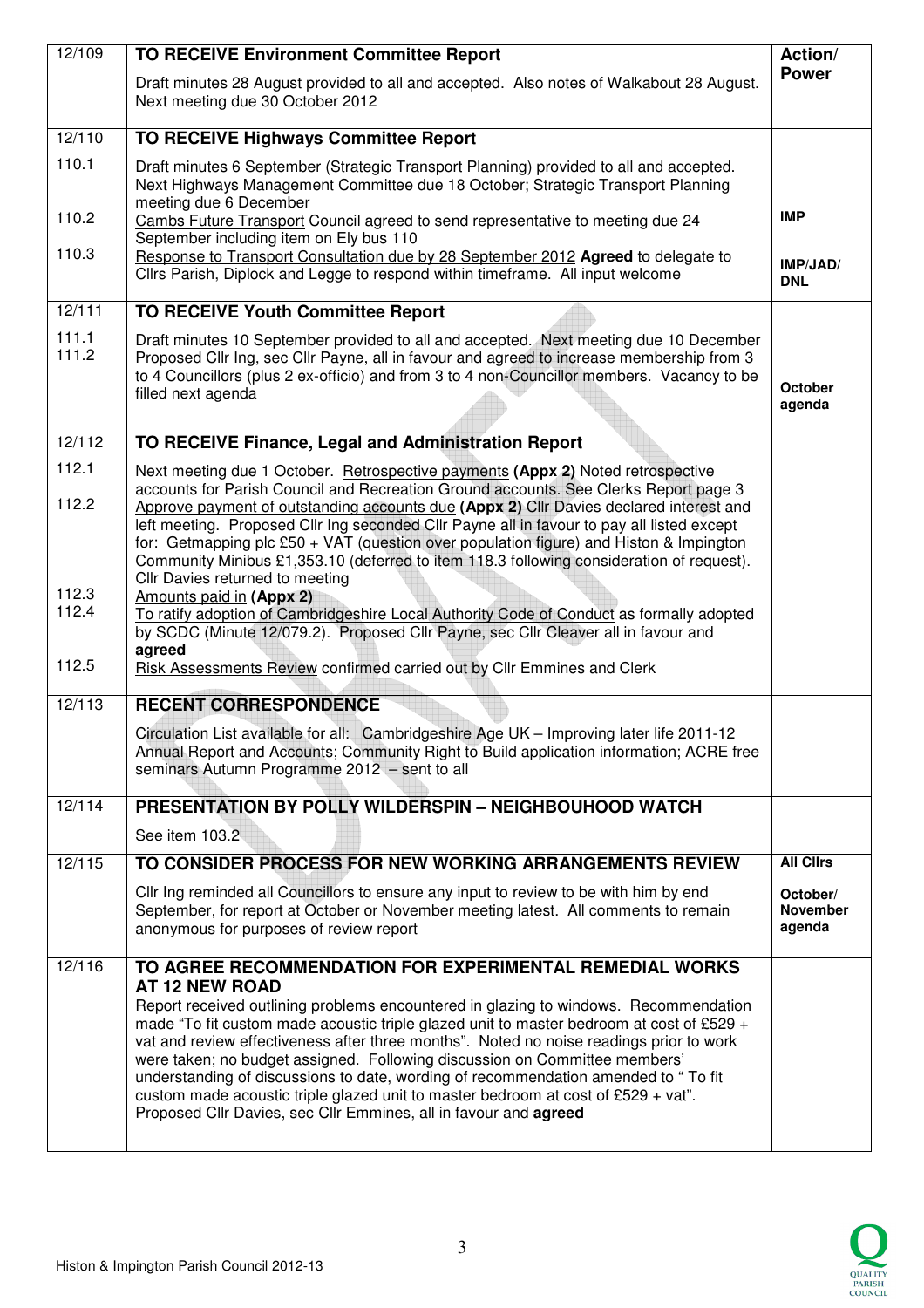| 12/109 | **TO RECEIVE Environment Committee Report** | **Action/ Power** |
|---|---|---|
| | Draft minutes 28 August provided to all and accepted. Also notes of Walkabout 28 August. Next meeting due 30 October 2012 | |
| 12/110 | **TO RECEIVE Highways Committee Report** | |
| 110.1 | Draft minutes 6 September (Strategic Transport Planning) provided to all and accepted. Next Highways Management Committee due 18 October; Strategic Transport Planning meeting due 6 December | |
| 110.2 | Cambs Future Transport Council agreed to send representative to meeting due 24 September including item on Ely bus 110 | **IMP** |
| 110.3 | Response to Transport Consultation due by 28 September 2012 **Agreed** to delegate to Cllrs Parish, Diplock and Legge to respond within timeframe. All input welcome | **IMP/JAD/ DNL** |
| 12/111 | **TO RECEIVE Youth Committee Report** | |
| 111.1 | Draft minutes 10 September provided to all and accepted. Next meeting due 10 December | |
| 111.2 | Proposed Cllr Ing, sec Cllr Payne, all in favour and agreed to increase membership from 3 to 4 Councillors (plus 2 ex-officio) and from 3 to 4 non-Councillor members. Vacancy to be filled next agenda | **October agenda** |
| 12/112 | **TO RECEIVE Finance, Legal and Administration Report** | |
| 112.1 | Next meeting due 1 October. Retrospective payments **(Appx 2)** Noted retrospective accounts for Parish Council and Recreation Ground accounts. See Clerks Report page 3 | |
| 112.2 | Approve payment of outstanding accounts due **(Appx 2)** Cllr Davies declared interest and left meeting. Proposed Cllr Ing seconded Cllr Payne all in favour to pay all listed except for: Getmapping plc £50 + VAT (question over population figure) and Histon & Impington Community Minibus £1,353.10 (deferred to item 118.3 following consideration of request). Cllr Davies returned to meeting | |
| 112.3 | Amounts paid in **(Appx 2)** | |
| 112.4 | To ratify adoption of Cambridgeshire Local Authority Code of Conduct as formally adopted by SCDC (Minute 12/079.2). Proposed Cllr Payne, sec Cllr Cleaver all in favour and **agreed** | |
| 112.5 | Risk Assessments Review confirmed carried out by Cllr Emmines and Clerk | |
| 12/113 | **RECENT CORRESPONDENCE** | |
| | Circulation List available for all: Cambridgeshire Age UK – Improving later life 2011-12 Annual Report and Accounts; Community Right to Build application information; ACRE free seminars Autumn Programme 2012 – sent to all | |
| 12/114 | **PRESENTATION BY POLLY WILDERSPIN – NEIGHBOUHOOD WATCH** | |
| | See item 103.2 | |
| 12/115 | **TO CONSIDER PROCESS FOR NEW WORKING ARRANGEMENTS REVIEW** | **All Cllrs** |
| | Cllr Ing reminded all Councillors to ensure any input to review to be with him by end September, for report at October or November meeting latest. All comments to remain anonymous for purposes of review report | **October/ November agenda** |
| 12/116 | **TO AGREE RECOMMENDATION FOR EXPERIMENTAL REMEDIAL WORKS AT 12 NEW ROAD** | |
| | Report received outlining problems encountered in glazing to windows. Recommendation made "To fit custom made acoustic triple glazed unit to master bedroom at cost of £529 + vat and review effectiveness after three months". Noted no noise readings prior to work were taken; no budget assigned. Following discussion on Committee members' understanding of discussions to date, wording of recommendation amended to " To fit custom made acoustic triple glazed unit to master bedroom at cost of £529 + vat". Proposed Cllr Davies, sec Cllr Emmines, all in favour and **agreed** | |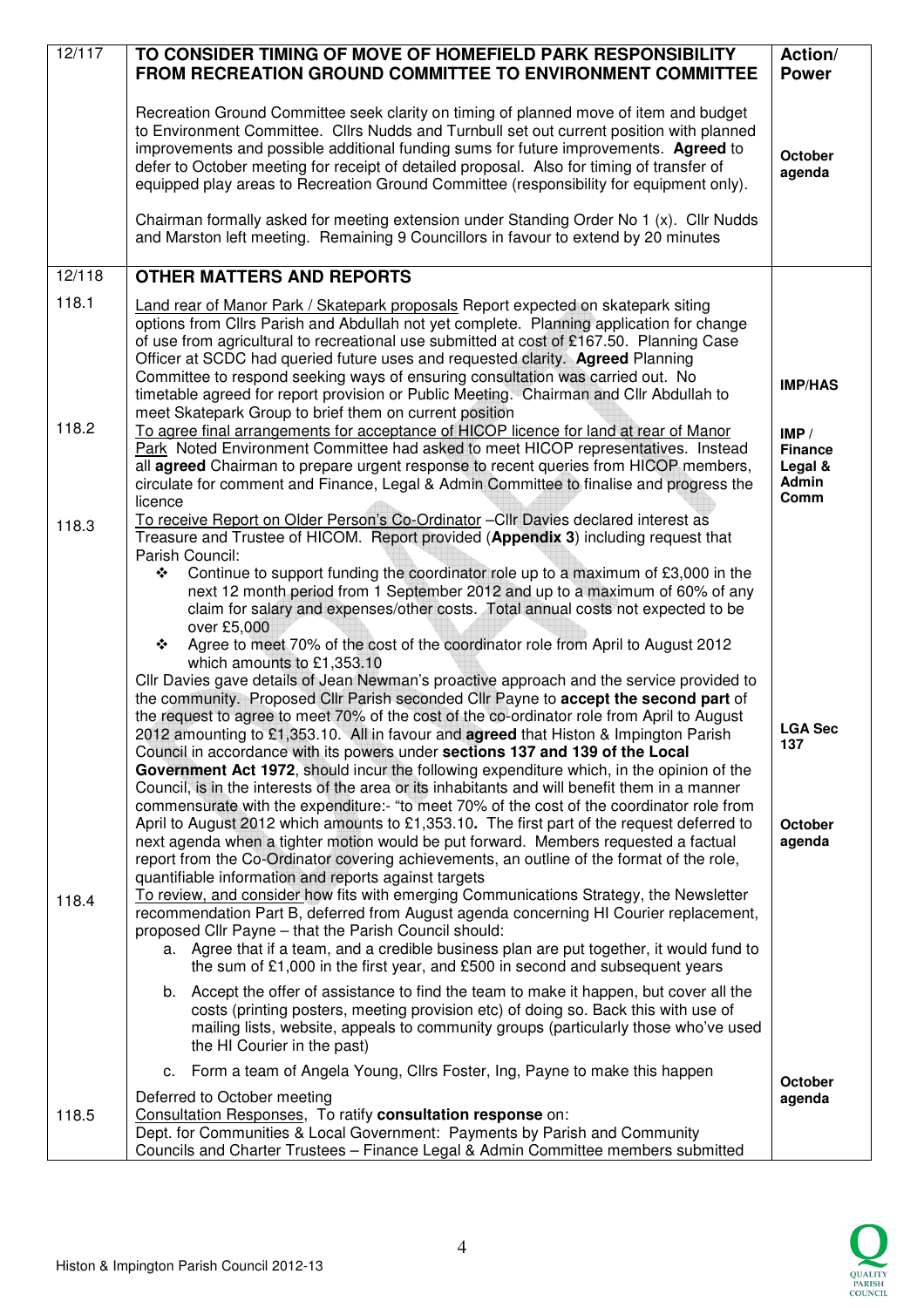| | | |
|---|---|---|
| 12/117 | **TO CONSIDER TIMING OF MOVE OF HOMEFIELD PARK RESPONSIBILITY FROM RECREATION GROUND COMMITTEE TO ENVIRONMENT COMMITTEE**<br><br>Recreation Ground Committee seek clarity on timing of planned move of item and budget to Environment Committee. Cllrs Nudds and Turnbull set out current position with planned improvements and possible additional funding sums for future improvements. **Agreed** to defer to October meeting for receipt of detailed proposal. Also for timing of transfer of equipped play areas to Recreation Ground Committee (responsibility for equipment only).<br><br>Chairman formally asked for meeting extension under Standing Order No 1 (x). Cllr Nudds and Marston left meeting. Remaining 9 Councillors in favour to extend by 20 minutes | **Action/ Power**<br><br>**October agenda** |
| 12/118 | **OTHER MATTERS AND REPORTS** | |
| 118.1 | Land rear of Manor Park / Skatepark proposals Report expected on skatepark siting options from Cllrs Parish and Abdullah not yet complete. Planning application for change of use from agricultural to recreational use submitted at cost of £167.50. Planning Case Officer at SCDC had queried future uses and requested clarity. **Agreed** Planning Committee to respond seeking ways of ensuring consultation was carried out. No timetable agreed for report provision or Public Meeting. Chairman and Cllr Abdullah to meet Skatepark Group to brief them on current position | **IMP/HAS** |
| 118.2 | To agree final arrangements for acceptance of HICOP licence for land at rear of Manor Park Noted Environment Committee had asked to meet HICOP representatives. Instead all **agreed** Chairman to prepare urgent response to recent queries from HICOP members, circulate for comment and Finance, Legal & Admin Committee to finalise and progress the licence | **IMP / Finance Legal & Admin Comm** |
| 118.3 | To receive Report on Older Person's Co-Ordinator –Cllr Davies declared interest as Treasure and Trustee of HICOM. Report provided (**Appendix 3**) including request that Parish Council:<br>❖ Continue to support funding the coordinator role up to a maximum of £3,000 in the next 12 month period from 1 September 2012 and up to a maximum of 60% of any claim for salary and expenses/other costs. Total annual costs not expected to be over £5,000<br>❖ Agree to meet 70% of the cost of the coordinator role from April to August 2012 which amounts to £1,353.10<br>Cllr Davies gave details of Jean Newman's proactive approach and the service provided to the community. Proposed Cllr Parish seconded Cllr Payne to **accept the second part** of the request to agree to meet 70% of the cost of the co-ordinator role from April to August 2012 amounting to £1,353.10. All in favour and **agreed** that Histon & Impington Parish Council in accordance with its powers under **sections 137 and 139 of the Local Government Act 1972**, should incur the following expenditure which, in the opinion of the Council, is in the interests of the area or its inhabitants and will benefit them in a manner commensurate with the expenditure:- "to meet 70% of the cost of the coordinator role from April to August 2012 which amounts to £1,353.10**.** The first part of the request deferred to next agenda when a tighter motion would be put forward. Members requested a factual report from the Co-Ordinator covering achievements, an outline of the format of the role, quantifiable information and reports against targets | **LGA Sec 137**<br><br>**October agenda** |
| 118.4 | To review, and consider how fits with emerging Communications Strategy, the Newsletter recommendation Part B, deferred from August agenda concerning HI Courier replacement, proposed Cllr Payne – that the Parish Council should:<br>a. Agree that if a team, and a credible business plan are put together, it would fund to the sum of £1,000 in the first year, and £500 in second and subsequent years<br>b. Accept the offer of assistance to find the team to make it happen, but cover all the costs (printing posters, meeting provision etc) of doing so. Back this with use of mailing lists, website, appeals to community groups (particularly those who've used the HI Courier in the past)<br>c. Form a team of Angela Young, Cllrs Foster, Ing, Payne to make this happen<br>Deferred to October meeting | **October agenda** |
| 118.5 | Consultation Responses, To ratify **consultation response** on:<br>Dept. for Communities & Local Government: Payments by Parish and Community Councils and Charter Trustees – Finance Legal & Admin Committee members submitted | |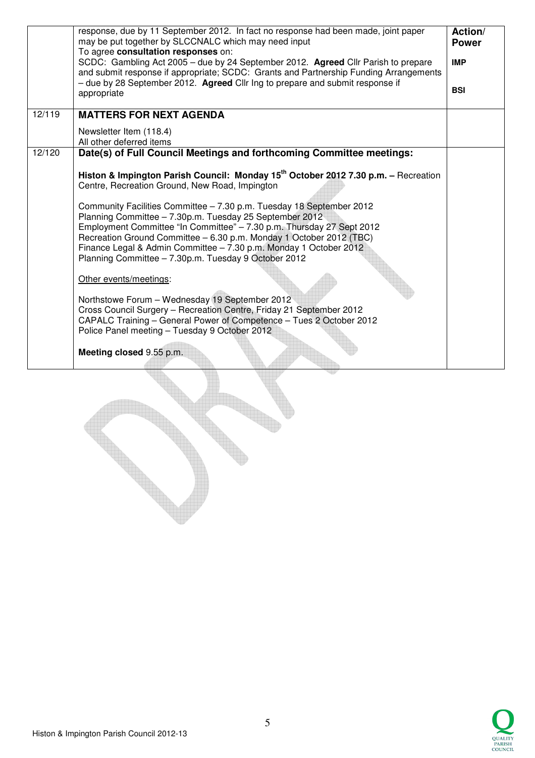| | | |
|---|---|---|
| | response, due by 11 September 2012. In fact no response had been made, joint paper may be put together by SLCCNALC which may need input<br>To agree **consultation responses** on:<br>SCDC: Gambling Act 2005 – due by 24 September 2012. **Agreed** Cllr Parish to prepare and submit response if appropriate; SCDC: Grants and Partnership Funding Arrangements – due by 28 September 2012. **Agreed** Cllr Ing to prepare and submit response if appropriate | **Action/ Power**<br><br>**IMP**<br><br>**BSI** |
| 12/119 | **MATTERS FOR NEXT AGENDA**<br><br>Newsletter Item (118.4)<br>All other deferred items | |
| 12/120 | **Date(s) of Full Council Meetings and forthcoming Committee meetings:**<br><br>**Histon & Impington Parish Council: Monday 15th October 2012 7.30 p.m. –** Recreation Centre, Recreation Ground, New Road, Impington<br><br>Community Facilities Committee – 7.30 p.m. Tuesday 18 September 2012<br>Planning Committee – 7.30p.m. Tuesday 25 September 2012<br>Employment Committee "In Committee" – 7.30 p.m. Thursday 27 Sept 2012<br>Recreation Ground Committee – 6.30 p.m. Monday 1 October 2012 (TBC)<br>Finance Legal & Admin Committee – 7.30 p.m. Monday 1 October 2012<br>Planning Committee – 7.30p.m. Tuesday 9 October 2012<br><br>Other events/meetings:<br><br>Northstowe Forum – Wednesday 19 September 2012<br>Cross Council Surgery – Recreation Centre, Friday 21 September 2012<br>CAPALC Training – General Power of Competence – Tues 2 October 2012<br>Police Panel meeting – Tuesday 9 October 2012<br><br>**Meeting closed** 9.55 p.m. | |